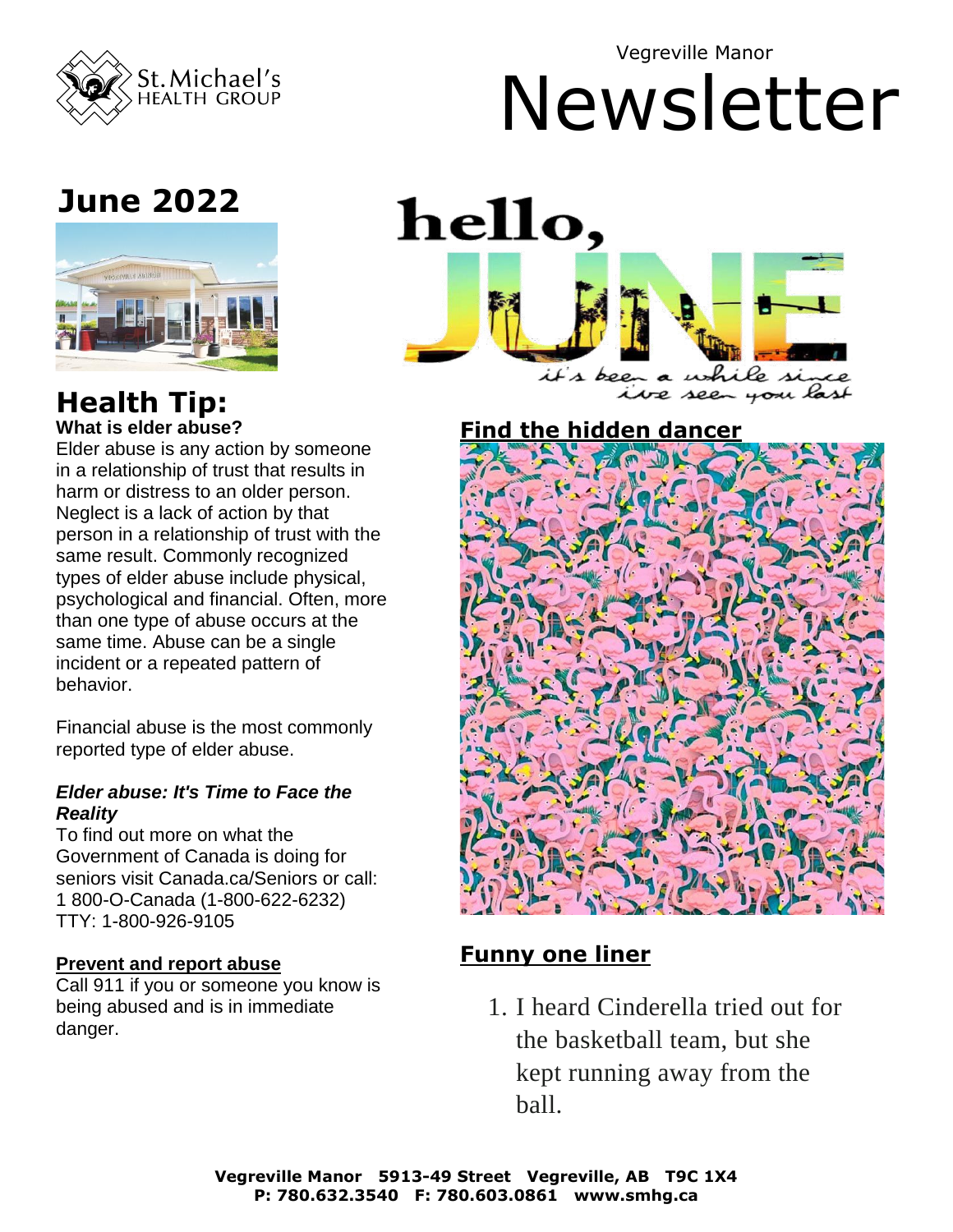St. Michael's HEALTH GROUP

Vegreville Manor

# Newsletter

## June 2022

hello, JUNE

it's been a while since i've seen you last

## Health Tip:

**What is elder abuse?**

Elder abuse is any action by someone in a relationship of trust that results in harm or distress to an older person. Neglect is a lack of action by that person in a relationship of trust with the same result. Commonly recognized types of elder abuse include physical, psychological and financial. Often, more than one type of abuse occurs at the same time. Abuse can be a single incident or a repeated pattern of behavior.

Financial abuse is the most commonly reported type of elder abuse.

***Elder abuse: It's Time to Face the Reality***

To find out more on what the Government of Canada is doing for seniors visit Canada.ca/Seniors or call:
1 800-O-Canada (1-800-622-6232)
TTY: 1-800-926-9105

**Prevent and report abuse**

Call 911 if you or someone you know is being abused and is in immediate danger.

## Find the hidden dancer

## Funny one liner

1. I heard Cinderella tried out for the basketball team, but she kept running away from the ball.

**Vegreville Manor 5913-49 Street Vegreville, AB T9C 1X4**
**P: 780.632.3540 F: 780.603.0861 www.smhg.ca**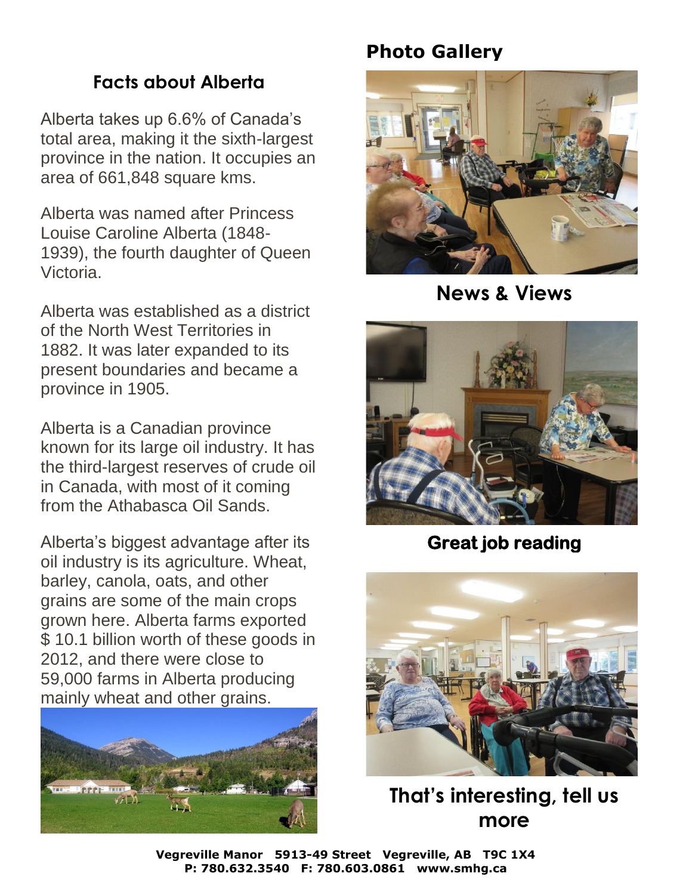## Facts about Alberta

Alberta takes up 6.6% of Canada's total area, making it the sixth-largest province in the nation. It occupies an area of 661,848 square kms.

Alberta was named after Princess Louise Caroline Alberta (1848-1939), the fourth daughter of Queen Victoria.

Alberta was established as a district of the North West Territories in 1882. It was later expanded to its present boundaries and became a province in 1905.

Alberta is a Canadian province known for its large oil industry. It has the third-largest reserves of crude oil in Canada, with most of it coming from the Athabasca Oil Sands.

Alberta's biggest advantage after its oil industry is its agriculture. Wheat, barley, canola, oats, and other grains are some of the main crops grown here. Alberta farms exported $ 10.1 billion worth of these goods in 2012, and there were close to 59,000 farms in Alberta producing mainly wheat and other grains.

## Photo Gallery

**News & Views**

**Great job reading**

**That's interesting, tell us more**

**Vegreville Manor 5913-49 Street Vegreville, AB T9C 1X4**
**P: 780.632.3540 F: 780.603.0861 www.smhg.ca**